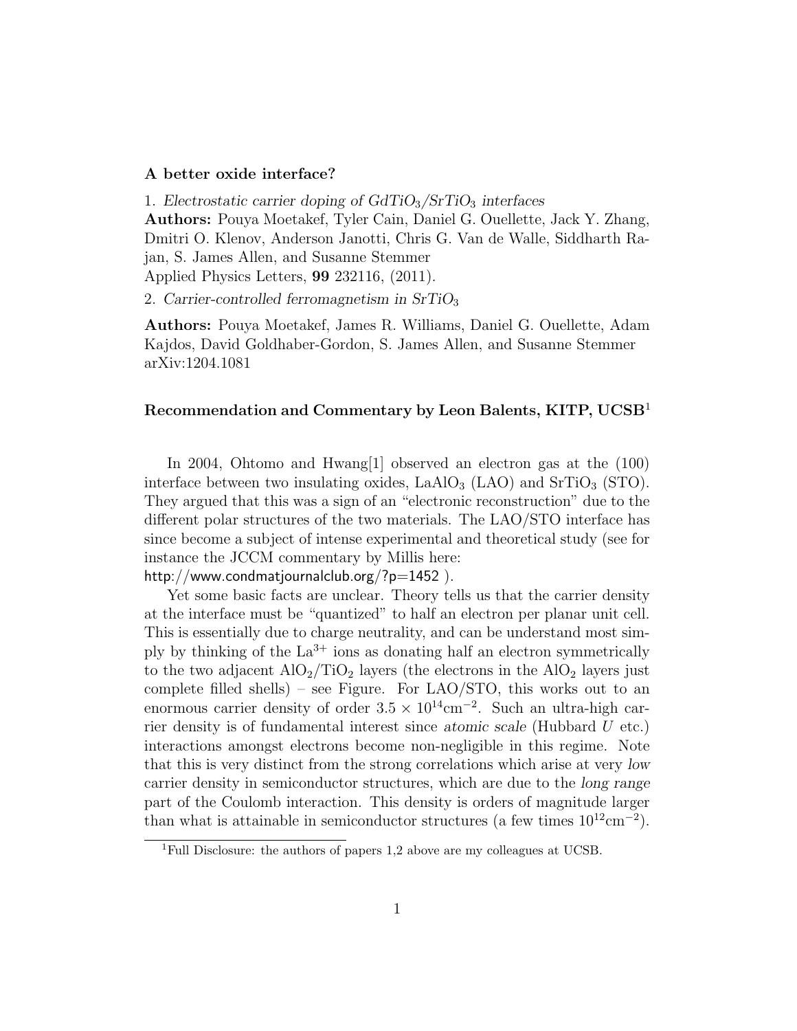**A better oxide interface?**

1. *Electrostatic carrier doping of $GdTiO_3/SrTiO_3$ interfaces*
**Authors:** Pouya Moetakef, Tyler Cain, Daniel G. Ouellette, Jack Y. Zhang, Dmitri O. Klenov, Anderson Janotti, Chris G. Van de Walle, Siddharth Rajan, S. James Allen, and Susanne Stemmer
Applied Physics Letters, **99** 232116, (2011).

2. *Carrier-controlled ferromagnetism in $SrTiO_3$*

**Authors:** Pouya Moetakef, James R. Williams, Daniel G. Ouellette, Adam Kajdos, David Goldhaber-Gordon, S. James Allen, and Susanne Stemmer
arXiv:1204.1081

**Recommendation and Commentary by Leon Balents, KITP, UCSB**[1]

In 2004, Ohtomo and Hwang[1] observed an electron gas at the (100) interface between two insulating oxides, $LaAlO_3$ (LAO) and $SrTiO_3$ (STO). They argued that this was a sign of an "electronic reconstruction" due to the different polar structures of the two materials. The LAO/STO interface has since become a subject of intense experimental and theoretical study (see for instance the JCCM commentary by Millis here: http://www.condmatjournalclub.org/?p=1452 ).

Yet some basic facts are unclear. Theory tells us that the carrier density at the interface must be "quantized" to half an electron per planar unit cell. This is essentially due to charge neutrality, and can be understand most simply by thinking of the $La^{3+}$ ions as donating half an electron symmetrically to the two adjacent $AlO_2/TiO_2$ layers (the electrons in the $AlO_2$ layers just complete filled shells) – see Figure. For LAO/STO, this works out to an enormous carrier density of order $3.5 \times 10^{14}\text{cm}^{-2}$. Such an ultra-high carrier density is of fundamental interest since *atomic scale* (Hubbard $U$ etc.) interactions amongst electrons become non-negligible in this regime. Note that this is very distinct from the strong correlations which arise at very *low* carrier density in semiconductor structures, which are due to the *long range* part of the Coulomb interaction. This density is orders of magnitude larger than what is attainable in semiconductor structures (a few times $10^{12}\text{cm}^{-2}$).

[1] Full Disclosure: the authors of papers 1,2 above are my colleagues at UCSB.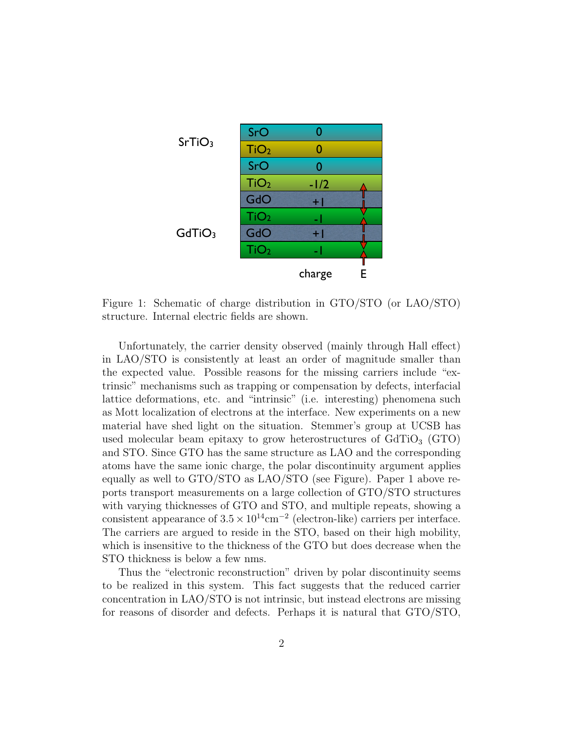Figure 1: Schematic of charge distribution in GTO/STO (or LAO/STO) structure. Internal electric fields are shown.

Unfortunately, the carrier density observed (mainly through Hall effect) in LAO/STO is consistently at least an order of magnitude smaller than the expected value. Possible reasons for the missing carriers include "extrinsic" mechanisms such as trapping or compensation by defects, interfacial lattice deformations, etc. and "intrinsic" (i.e. interesting) phenomena such as Mott localization of electrons at the interface. New experiments on a new material have shed light on the situation. Stemmer's group at UCSB has used molecular beam epitaxy to grow heterostructures of $GdTiO_3$ (GTO) and STO. Since GTO has the same structure as LAO and the corresponding atoms have the same ionic charge, the polar discontinuity argument applies equally as well to GTO/STO as LAO/STO (see Figure). Paper 1 above reports transport measurements on a large collection of GTO/STO structures with varying thicknesses of GTO and STO, and multiple repeats, showing a consistent appearance of $3.5 \times 10^{14}\text{cm}^{-2}$ (electron-like) carriers per interface. The carriers are argued to reside in the STO, based on their high mobility, which is insensitive to the thickness of the GTO but does decrease when the STO thickness is below a few nms.

Thus the "electronic reconstruction" driven by polar discontinuity seems to be realized in this system. This fact suggests that the reduced carrier concentration in LAO/STO is not intrinsic, but instead electrons are missing for reasons of disorder and defects. Perhaps it is natural that GTO/STO,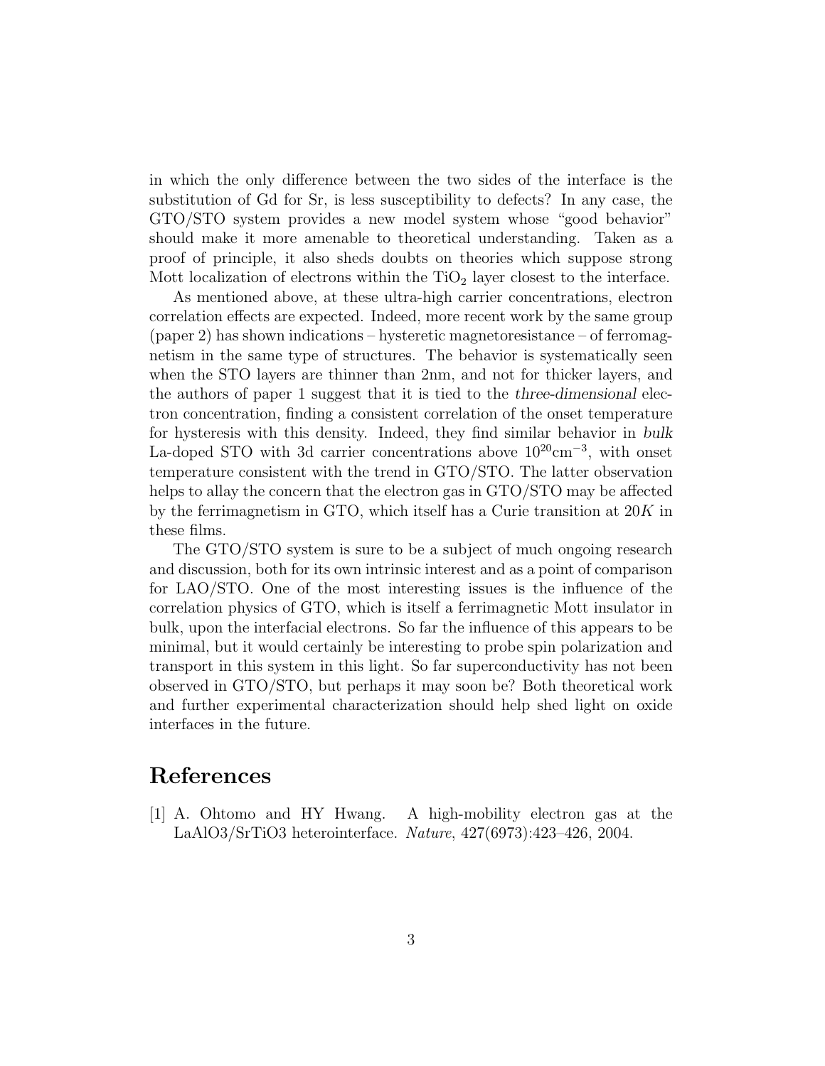in which the only difference between the two sides of the interface is the substitution of Gd for Sr, is less susceptibility to defects? In any case, the GTO/STO system provides a new model system whose “good behavior” should make it more amenable to theoretical understanding. Taken as a proof of principle, it also sheds doubts on theories which suppose strong Mott localization of electrons within the $TiO_2$ layer closest to the interface.

As mentioned above, at these ultra-high carrier concentrations, electron correlation effects are expected. Indeed, more recent work by the same group (paper 2) has shown indications – hysteretic magnetoresistance – of ferromagnetism in the same type of structures. The behavior is systematically seen when the STO layers are thinner than 2nm, and not for thicker layers, and the authors of paper 1 suggest that it is tied to the *three-dimensional* electron concentration, finding a consistent correlation of the onset temperature for hysteresis with this density. Indeed, they find similar behavior in *bulk* La-doped STO with 3d carrier concentrations above $10^{20}\text{cm}^{-3}$, with onset temperature consistent with the trend in GTO/STO. The latter observation helps to allay the concern that the electron gas in GTO/STO may be affected by the ferrimagnetism in GTO, which itself has a Curie transition at $20K$ in these films.

The GTO/STO system is sure to be a subject of much ongoing research and discussion, both for its own intrinsic interest and as a point of comparison for LAO/STO. One of the most interesting issues is the influence of the correlation physics of GTO, which is itself a ferrimagnetic Mott insulator in bulk, upon the interfacial electrons. So far the influence of this appears to be minimal, but it would certainly be interesting to probe spin polarization and transport in this system in this light. So far superconductivity has not been observed in GTO/STO, but perhaps it may soon be? Both theoretical work and further experimental characterization should help shed light on oxide interfaces in the future.

## References

[1] A. Ohtomo and HY Hwang. A high-mobility electron gas at the LaAlO3/SrTiO3 heterointerface. *Nature*, 427(6973):423–426, 2004.